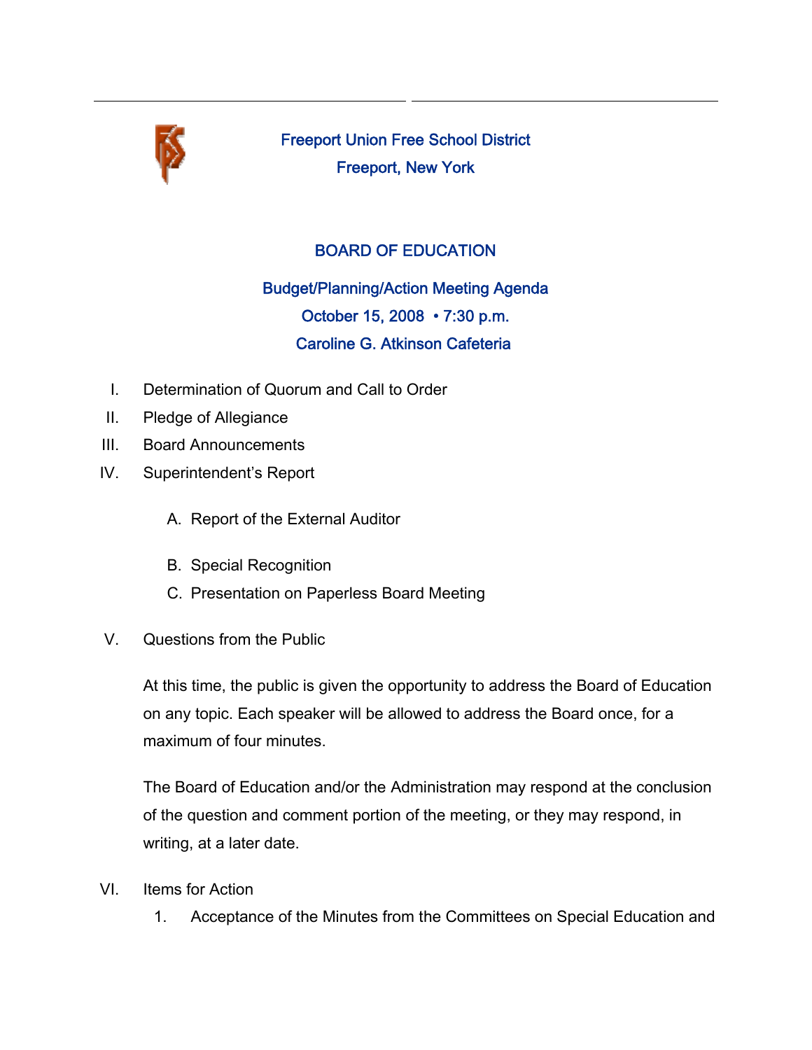# Freeport Union Free School District

## Freeport, New York

## BOARD OF EDUCATION

### Budget/Planning/Action Meeting Agenda
### October 15, 2008 • 7:30 p.m.
### Caroline G. Atkinson Cafeteria

I. Determination of Quorum and Call to Order

II. Pledge of Allegiance

III. Board Announcements

IV. Superintendent's Report

   A. Report of the External Auditor

   B. Special Recognition

   C. Presentation on Paperless Board Meeting

V. Questions from the Public

   At this time, the public is given the opportunity to address the Board of Education on any topic. Each speaker will be allowed to address the Board once, for a maximum of four minutes.

   The Board of Education and/or the Administration may respond at the conclusion of the question and comment portion of the meeting, or they may respond, in writing, at a later date.

VI. Items for Action

   1. Acceptance of the Minutes from the Committees on Special Education and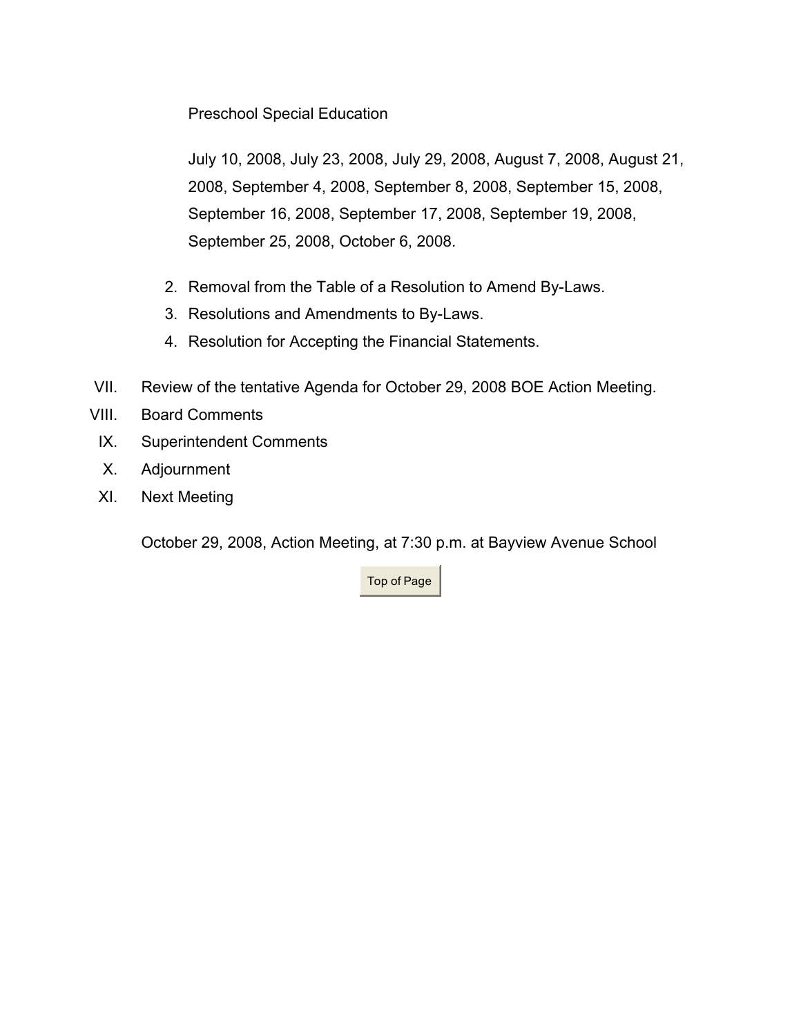Preschool Special Education

July 10, 2008, July 23, 2008, July 29, 2008, August 7, 2008, August 21, 2008, September 4, 2008, September 8, 2008, September 15, 2008, September 16, 2008, September 17, 2008, September 19, 2008, September 25, 2008, October 6, 2008.

2. Removal from the Table of a Resolution to Amend By-Laws.
3. Resolutions and Amendments to By-Laws.
4. Resolution for Accepting the Financial Statements.

VII. Review of the tentative Agenda for October 29, 2008 BOE Action Meeting.

VIII. Board Comments

IX. Superintendent Comments

X. Adjournment

XI. Next Meeting

October 29, 2008, Action Meeting, at 7:30 p.m. at Bayview Avenue School

Top of Page